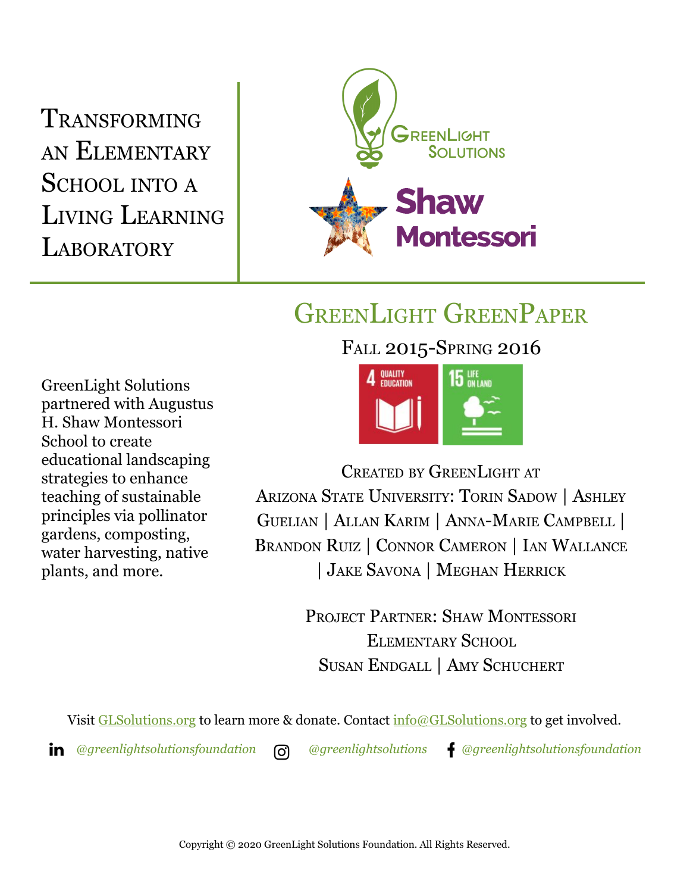# Transforming an Elementary School into a Living Learning Laboratory

GreenLight Solutions

Shaw Montessori

## GreenLight GreenPaper

Fall 2015-Spring 2016

4 QUALITY EDUCATION

15 LIFE ON LAND

GreenLight Solutions partnered with Augustus H. Shaw Montessori School to create educational landscaping strategies to enhance teaching of sustainable principles via pollinator gardens, composting, water harvesting, native plants, and more.

Created by GreenLight at Arizona State University: Torin Sadow | Ashley Guelian | Allan Karim | Anna-Marie Campbell | Brandon Ruiz | Connor Cameron | Ian Wallance | Jake Savona | Meghan Herrick

Project Partner: Shaw Montessori Elementary School
Susan Endgall | Amy Schuchert

Visit GLSolutions.org to learn more & donate. Contact info@GLSolutions.org to get involved.

*@greenlightsolutionsfoundation* *@greenlightsolutions* *@greenlightsolutionsfoundation*

Copyright © 2020 GreenLight Solutions Foundation. All Rights Reserved.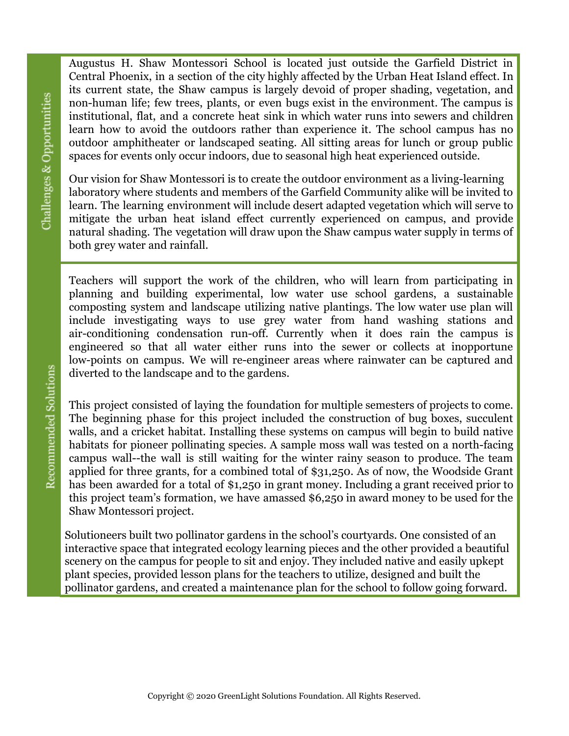## Challenges & Opportunities

Augustus H. Shaw Montessori School is located just outside the Garfield District in Central Phoenix, in a section of the city highly affected by the Urban Heat Island effect. In its current state, the Shaw campus is largely devoid of proper shading, vegetation, and non-human life; few trees, plants, or even bugs exist in the environment. The campus is institutional, flat, and a concrete heat sink in which water runs into sewers and children learn how to avoid the outdoors rather than experience it. The school campus has no outdoor amphitheater or landscaped seating. All sitting areas for lunch or group public spaces for events only occur indoors, due to seasonal high heat experienced outside.

Our vision for Shaw Montessori is to create the outdoor environment as a living-learning laboratory where students and members of the Garfield Community alike will be invited to learn. The learning environment will include desert adapted vegetation which will serve to mitigate the urban heat island effect currently experienced on campus, and provide natural shading. The vegetation will draw upon the Shaw campus water supply in terms of both grey water and rainfall.

## Recommended Solutions

Teachers will support the work of the children, who will learn from participating in planning and building experimental, low water use school gardens, a sustainable composting system and landscape utilizing native plantings. The low water use plan will include investigating ways to use grey water from hand washing stations and air-conditioning condensation run-off. Currently when it does rain the campus is engineered so that all water either runs into the sewer or collects at inopportune low-points on campus. We will re-engineer areas where rainwater can be captured and diverted to the landscape and to the gardens.

This project consisted of laying the foundation for multiple semesters of projects to come. The beginning phase for this project included the construction of bug boxes, succulent walls, and a cricket habitat. Installing these systems on campus will begin to build native habitats for pioneer pollinating species. A sample moss wall was tested on a north-facing campus wall--the wall is still waiting for the winter rainy season to produce. The team applied for three grants, for a combined total of $31,250. As of now, the Woodside Grant has been awarded for a total of $1,250 in grant money. Including a grant received prior to this project team's formation, we have amassed $6,250 in award money to be used for the Shaw Montessori project.

Solutioneers built two pollinator gardens in the school's courtyards. One consisted of an interactive space that integrated ecology learning pieces and the other provided a beautiful scenery on the campus for people to sit and enjoy. They included native and easily upkept plant species, provided lesson plans for the teachers to utilize, designed and built the pollinator gardens, and created a maintenance plan for the school to follow going forward.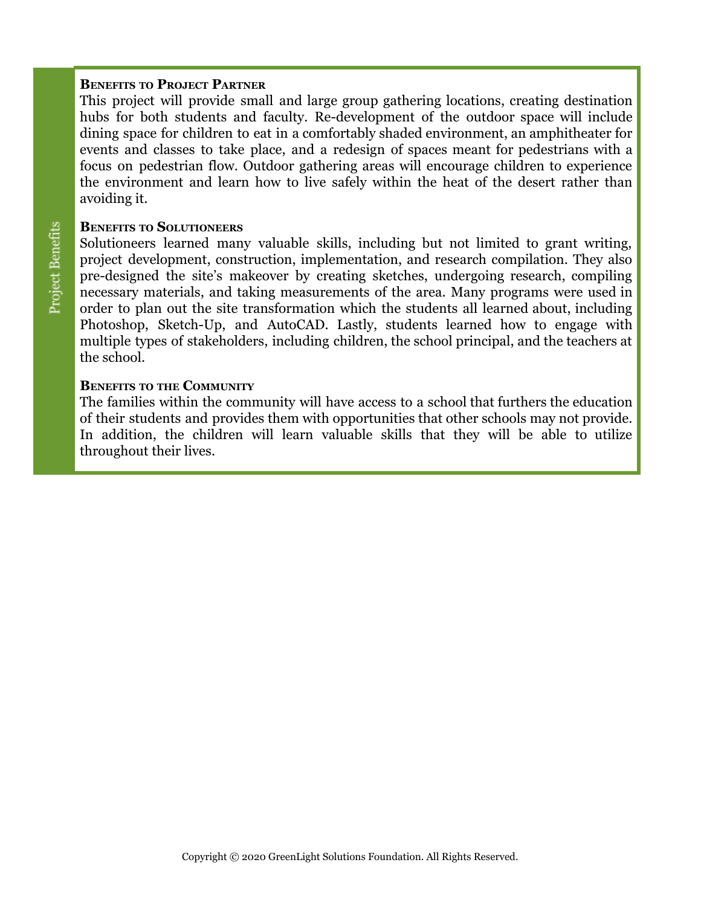## Project Benefits

### Benefits to Project Partner

This project will provide small and large group gathering locations, creating destination hubs for both students and faculty. Re-development of the outdoor space will include dining space for children to eat in a comfortably shaded environment, an amphitheater for events and classes to take place, and a redesign of spaces meant for pedestrians with a focus on pedestrian flow. Outdoor gathering areas will encourage children to experience the environment and learn how to live safely within the heat of the desert rather than avoiding it.

### Benefits to Solutioneers

Solutioneers learned many valuable skills, including but not limited to grant writing, project development, construction, implementation, and research compilation. They also pre-designed the site's makeover by creating sketches, undergoing research, compiling necessary materials, and taking measurements of the area. Many programs were used in order to plan out the site transformation which the students all learned about, including Photoshop, Sketch-Up, and AutoCAD. Lastly, students learned how to engage with multiple types of stakeholders, including children, the school principal, and the teachers at the school.

### Benefits to the Community

The families within the community will have access to a school that furthers the education of their students and provides them with opportunities that other schools may not provide. In addition, the children will learn valuable skills that they will be able to utilize throughout their lives.

Copyright © 2020 GreenLight Solutions Foundation. All Rights Reserved.